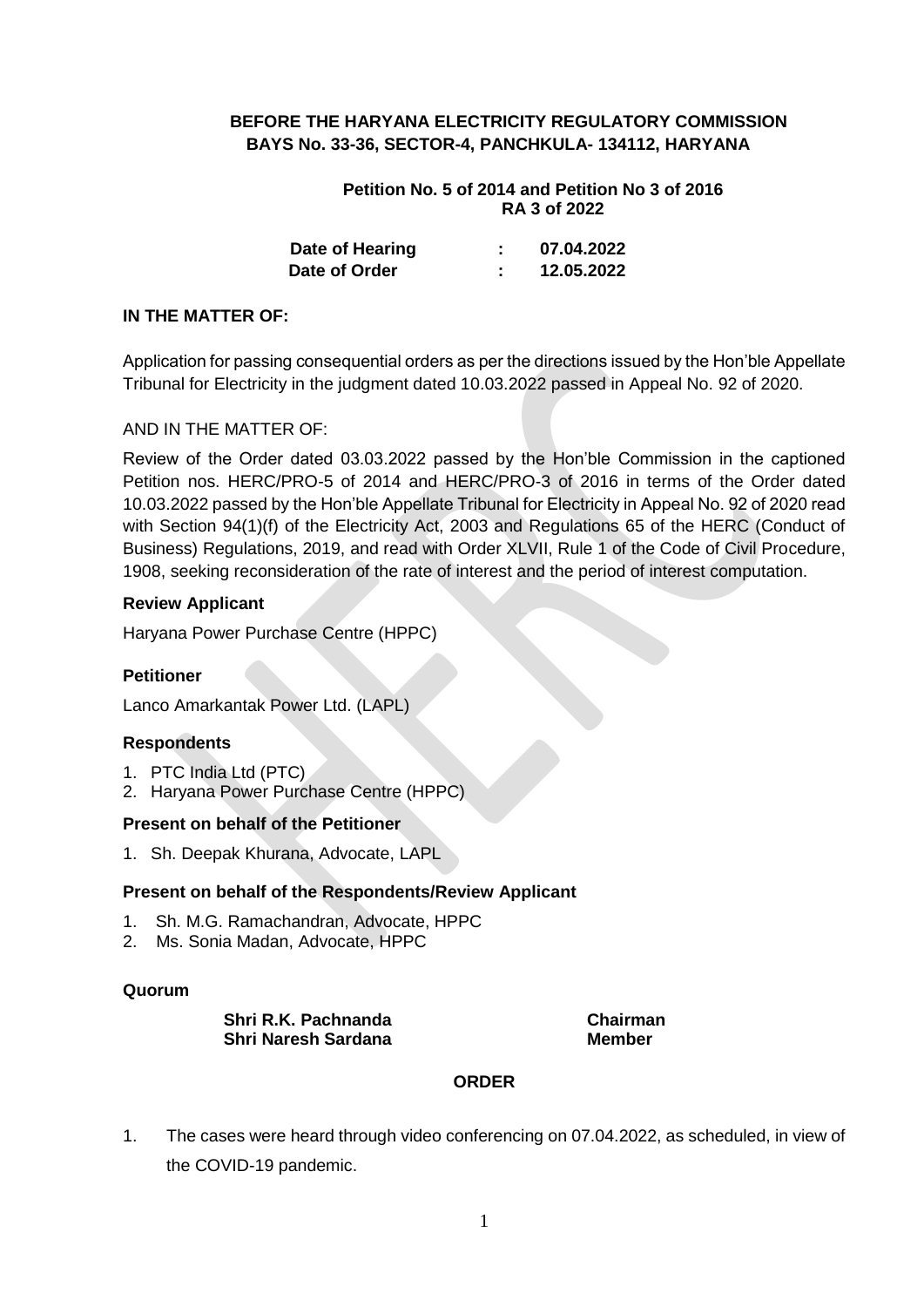**BEFORE THE HARYANA ELECTRICITY REGULATORY COMMISSION**
**BAYS No. 33-36, SECTOR-4, PANCHKULA- 134112, HARYANA**

**Petition No. 5 of 2014 and Petition No 3 of 2016**
**RA 3 of 2022**

| | | |
|---|---|---|
| **Date of Hearing** | **:** | **07.04.2022** |
| **Date of Order** | **:** | **12.05.2022** |

**IN THE MATTER OF:**

Application for passing consequential orders as per the directions issued by the Hon'ble Appellate Tribunal for Electricity in the judgment dated 10.03.2022 passed in Appeal No. 92 of 2020.

AND IN THE MATTER OF:

Review of the Order dated 03.03.2022 passed by the Hon'ble Commission in the captioned Petition nos. HERC/PRO-5 of 2014 and HERC/PRO-3 of 2016 in terms of the Order dated 10.03.2022 passed by the Hon'ble Appellate Tribunal for Electricity in Appeal No. 92 of 2020 read with Section 94(1)(f) of the Electricity Act, 2003 and Regulations 65 of the HERC (Conduct of Business) Regulations, 2019, and read with Order XLVII, Rule 1 of the Code of Civil Procedure, 1908, seeking reconsideration of the rate of interest and the period of interest computation.

**Review Applicant**

Haryana Power Purchase Centre (HPPC)

**Petitioner**

Lanco Amarkantak Power Ltd. (LAPL)

**Respondents**

1. PTC India Ltd (PTC)
2. Haryana Power Purchase Centre (HPPC)

**Present on behalf of the Petitioner**

1. Sh. Deepak Khurana, Advocate, LAPL

**Present on behalf of the Respondents/Review Applicant**

1. Sh. M.G. Ramachandran, Advocate, HPPC
2. Ms. Sonia Madan, Advocate, HPPC

**Quorum**

| | |
|---|---|
| **Shri R.K. Pachnanda** | **Chairman** |
| **Shri Naresh Sardana** | **Member** |

**ORDER**

1. The cases were heard through video conferencing on 07.04.2022, as scheduled, in view of the COVID-19 pandemic.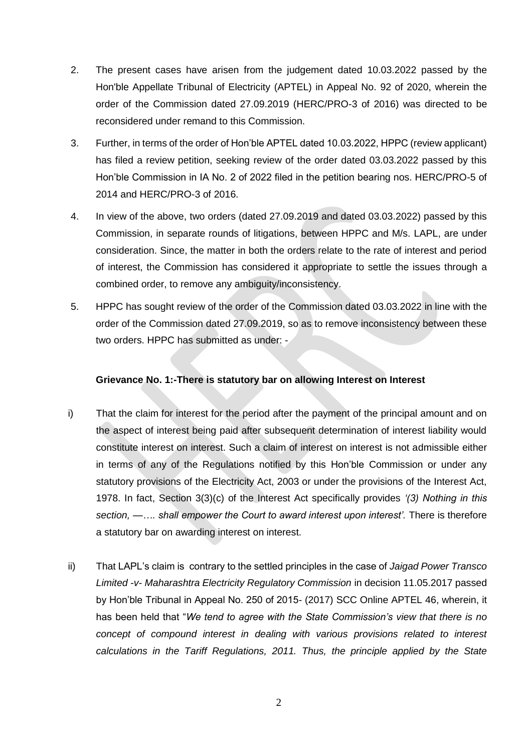2. The present cases have arisen from the judgement dated 10.03.2022 passed by the Hon'ble Appellate Tribunal of Electricity (APTEL) in Appeal No. 92 of 2020, wherein the order of the Commission dated 27.09.2019 (HERC/PRO-3 of 2016) was directed to be reconsidered under remand to this Commission.

3. Further, in terms of the order of Hon'ble APTEL dated 10.03.2022, HPPC (review applicant) has filed a review petition, seeking review of the order dated 03.03.2022 passed by this Hon'ble Commission in IA No. 2 of 2022 filed in the petition bearing nos. HERC/PRO-5 of 2014 and HERC/PRO-3 of 2016.

4. In view of the above, two orders (dated 27.09.2019 and dated 03.03.2022) passed by this Commission, in separate rounds of litigations, between HPPC and M/s. LAPL, are under consideration. Since, the matter in both the orders relate to the rate of interest and period of interest, the Commission has considered it appropriate to settle the issues through a combined order, to remove any ambiguity/inconsistency.

5. HPPC has sought review of the order of the Commission dated 03.03.2022 in line with the order of the Commission dated 27.09.2019, so as to remove inconsistency between these two orders. HPPC has submitted as under: -

**Grievance No. 1:-There is statutory bar on allowing Interest on Interest**

i) That the claim for interest for the period after the payment of the principal amount and on the aspect of interest being paid after subsequent determination of interest liability would constitute interest on interest. Such a claim of interest on interest is not admissible either in terms of any of the Regulations notified by this Hon'ble Commission or under any statutory provisions of the Electricity Act, 2003 or under the provisions of the Interest Act, 1978. In fact, Section 3(3)(c) of the Interest Act specifically provides *'(3) Nothing in this section, —…. shall empower the Court to award interest upon interest'.* There is therefore a statutory bar on awarding interest on interest.

ii) That LAPL's claim is contrary to the settled principles in the case of *Jaigad Power Transco Limited -v- Maharashtra Electricity Regulatory Commission* in decision 11.05.2017 passed by Hon'ble Tribunal in Appeal No. 250 of 2015- (2017) SCC Online APTEL 46, wherein, it has been held that "*We tend to agree with the State Commission's view that there is no concept of compound interest in dealing with various provisions related to interest calculations in the Tariff Regulations, 2011. Thus, the principle applied by the State*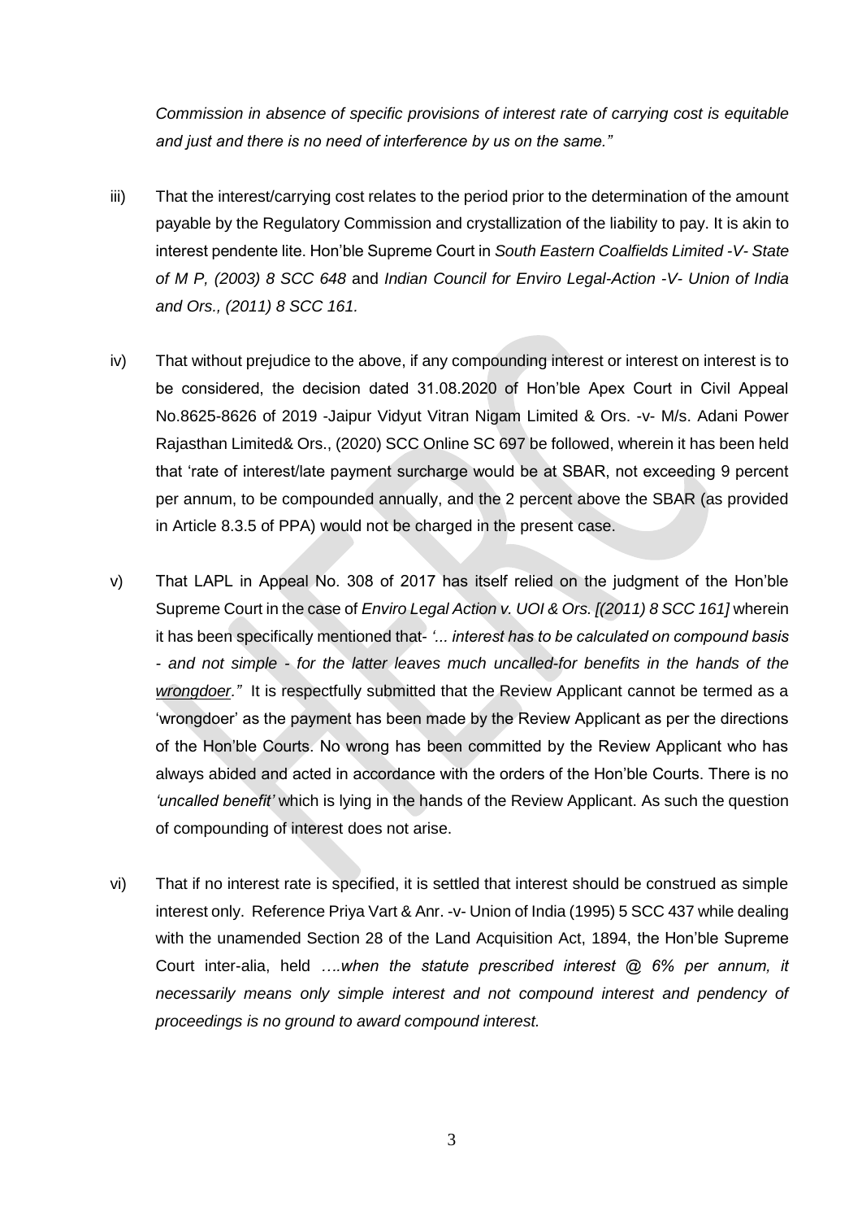*Commission in absence of specific provisions of interest rate of carrying cost is equitable and just and there is no need of interference by us on the same."*

iii) That the interest/carrying cost relates to the period prior to the determination of the amount payable by the Regulatory Commission and crystallization of the liability to pay. It is akin to interest pendente lite. Hon'ble Supreme Court in *South Eastern Coalfields Limited -V- State of M P, (2003) 8 SCC 648* and *Indian Council for Enviro Legal-Action -V- Union of India and Ors., (2011) 8 SCC 161.*

iv) That without prejudice to the above, if any compounding interest or interest on interest is to be considered, the decision dated 31.08.2020 of Hon'ble Apex Court in Civil Appeal No.8625-8626 of 2019 -Jaipur Vidyut Vitran Nigam Limited & Ors. -v- M/s. Adani Power Rajasthan Limited& Ors., (2020) SCC Online SC 697 be followed, wherein it has been held that 'rate of interest/late payment surcharge would be at SBAR, not exceeding 9 percent per annum, to be compounded annually, and the 2 percent above the SBAR (as provided in Article 8.3.5 of PPA) would not be charged in the present case.

v) That LAPL in Appeal No. 308 of 2017 has itself relied on the judgment of the Hon'ble Supreme Court in the case of *Enviro Legal Action v. UOI & Ors. [(2011) 8 SCC 161]* wherein it has been specifically mentioned that- *'... interest has to be calculated on compound basis - and not simple - for the latter leaves much uncalled-for benefits in the hands of the* ***wrongdoer****."* It is respectfully submitted that the Review Applicant cannot be termed as a 'wrongdoer' as the payment has been made by the Review Applicant as per the directions of the Hon'ble Courts. No wrong has been committed by the Review Applicant who has always abided and acted in accordance with the orders of the Hon'ble Courts. There is no *'uncalled benefit'* which is lying in the hands of the Review Applicant. As such the question of compounding of interest does not arise.

vi) That if no interest rate is specified, it is settled that interest should be construed as simple interest only. Reference Priya Vart & Anr. -v- Union of India (1995) 5 SCC 437 while dealing with the unamended Section 28 of the Land Acquisition Act, 1894, the Hon'ble Supreme Court inter-alia, held *….when the statute prescribed interest @ 6% per annum, it necessarily means only simple interest and not compound interest and pendency of proceedings is no ground to award compound interest.*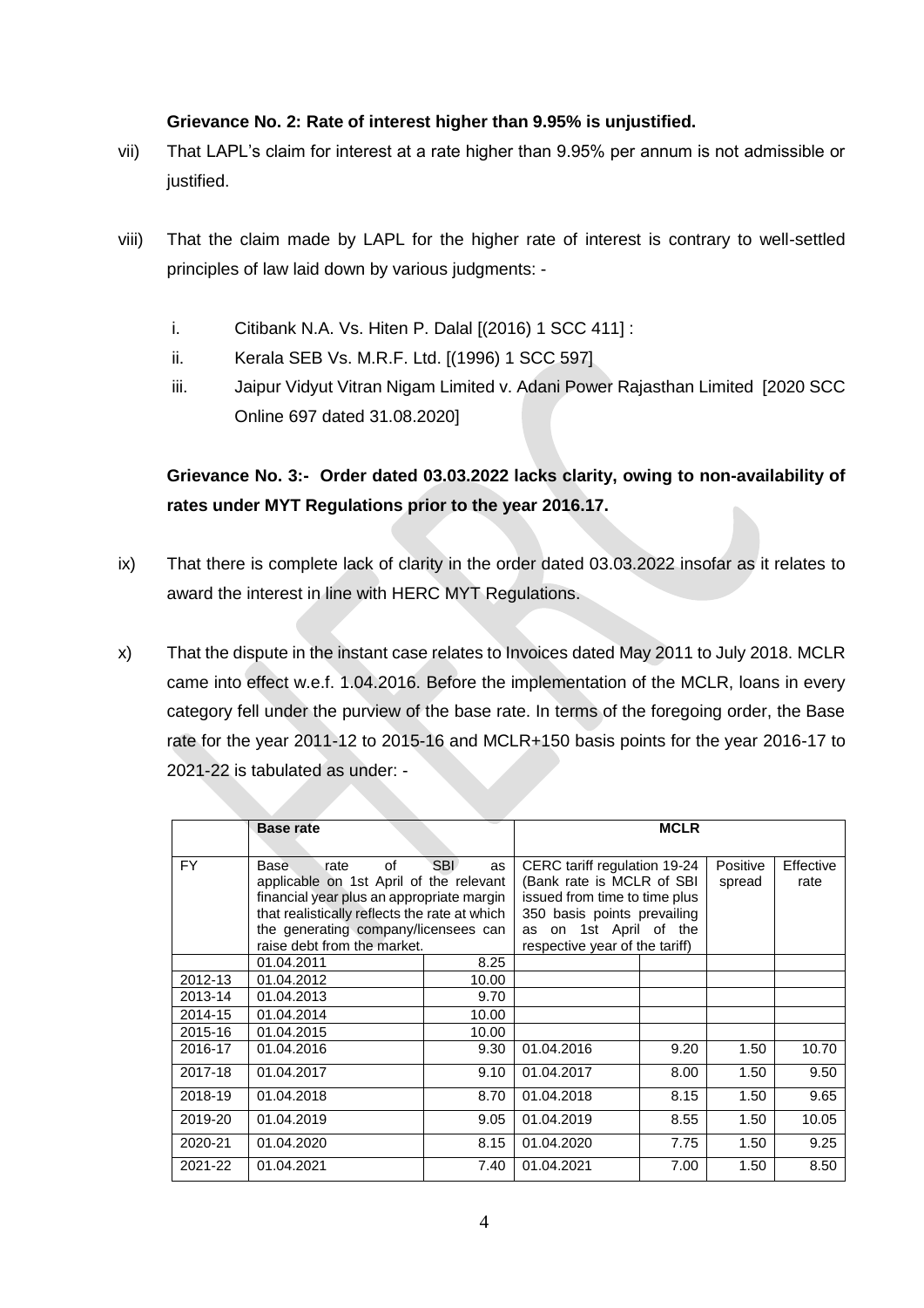**Grievance No. 2: Rate of interest higher than 9.95% is unjustified.**

vii) That LAPL's claim for interest at a rate higher than 9.95% per annum is not admissible or justified.

viii) That the claim made by LAPL for the higher rate of interest is contrary to well-settled principles of law laid down by various judgments: -

i. Citibank N.A. Vs. Hiten P. Dalal [(2016) 1 SCC 411] :

ii. Kerala SEB Vs. M.R.F. Ltd. [(1996) 1 SCC 597]

iii. Jaipur Vidyut Vitran Nigam Limited v. Adani Power Rajasthan Limited [2020 SCC Online 697 dated 31.08.2020]

**Grievance No. 3:- Order dated 03.03.2022 lacks clarity, owing to non-availability of rates under MYT Regulations prior to the year 2016.17.**

ix) That there is complete lack of clarity in the order dated 03.03.2022 insofar as it relates to award the interest in line with HERC MYT Regulations.

x) That the dispute in the instant case relates to Invoices dated May 2011 to July 2018. MCLR came into effect w.e.f. 1.04.2016. Before the implementation of the MCLR, loans in every category fell under the purview of the base rate. In terms of the foregoing order, the Base rate for the year 2011-12 to 2015-16 and MCLR+150 basis points for the year 2016-17 to 2021-22 is tabulated as under: -

| | **Base rate** | | **MCLR** | | | |
|---|---|---|---|---|---|---|
| FY | Base rate of SBI as applicable on 1st April of the relevant financial year plus an appropriate margin that realistically reflects the rate at which the generating company/licensees can raise debt from the market. | | CERC tariff regulation 19-24 (Bank rate is MCLR of SBI issued from time to time plus 350 basis points prevailing as on 1st April of the respective year of the tariff) | | Positive spread | Effective rate |
| | 01.04.2011 | 8.25 | | | | |
| 2012-13 | 01.04.2012 | 10.00 | | | | |
| 2013-14 | 01.04.2013 | 9.70 | | | | |
| 2014-15 | 01.04.2014 | 10.00 | | | | |
| 2015-16 | 01.04.2015 | 10.00 | | | | |
| 2016-17 | 01.04.2016 | 9.30 | 01.04.2016 | 9.20 | 1.50 | 10.70 |
| 2017-18 | 01.04.2017 | 9.10 | 01.04.2017 | 8.00 | 1.50 | 9.50 |
| 2018-19 | 01.04.2018 | 8.70 | 01.04.2018 | 8.15 | 1.50 | 9.65 |
| 2019-20 | 01.04.2019 | 9.05 | 01.04.2019 | 8.55 | 1.50 | 10.05 |
| 2020-21 | 01.04.2020 | 8.15 | 01.04.2020 | 7.75 | 1.50 | 9.25 |
| 2021-22 | 01.04.2021 | 7.40 | 01.04.2021 | 7.00 | 1.50 | 8.50 |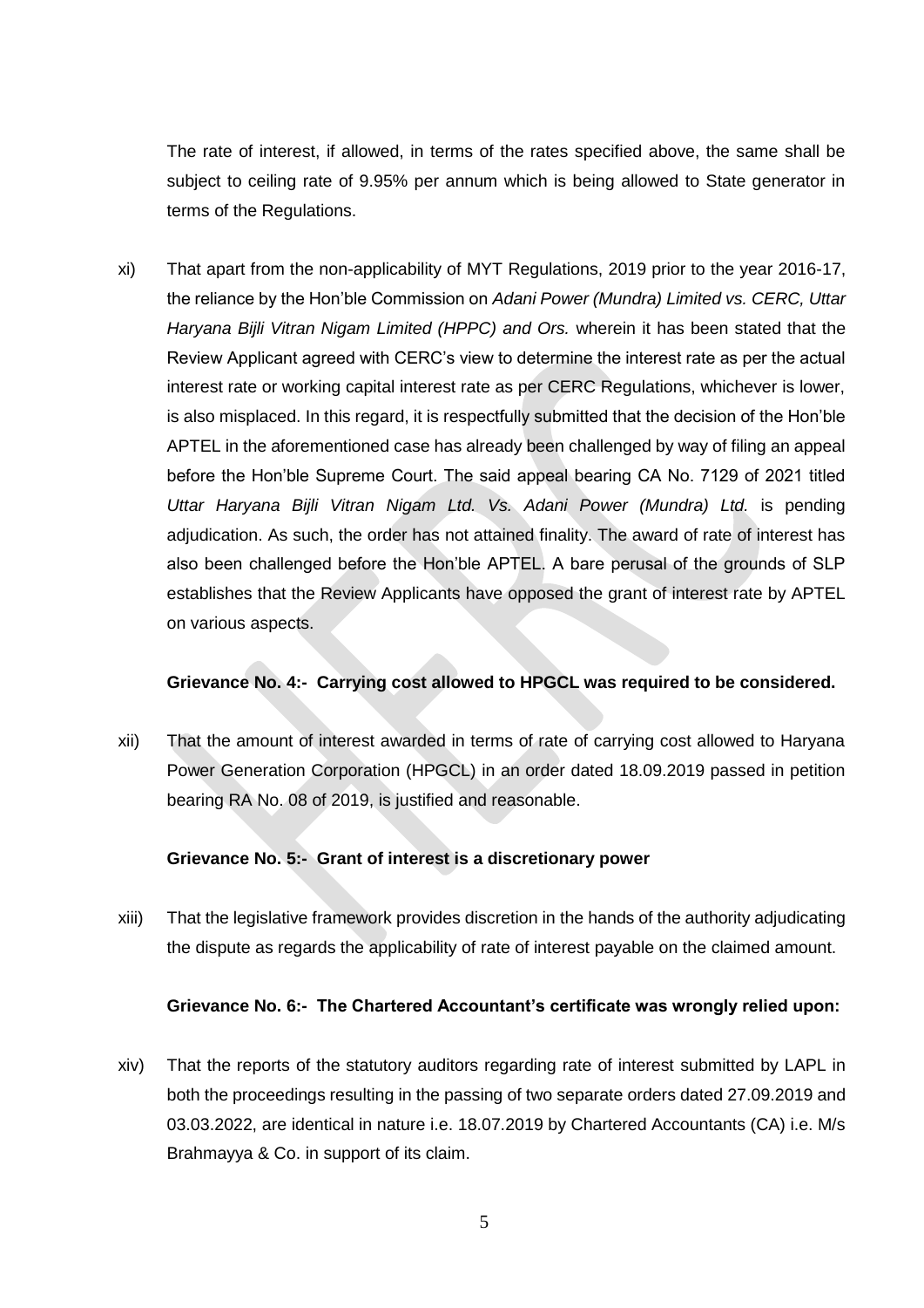The rate of interest, if allowed, in terms of the rates specified above, the same shall be subject to ceiling rate of 9.95% per annum which is being allowed to State generator in terms of the Regulations.

xi) That apart from the non-applicability of MYT Regulations, 2019 prior to the year 2016-17, the reliance by the Hon'ble Commission on *Adani Power (Mundra) Limited vs. CERC, Uttar Haryana Bijli Vitran Nigam Limited (HPPC) and Ors.* wherein it has been stated that the Review Applicant agreed with CERC's view to determine the interest rate as per the actual interest rate or working capital interest rate as per CERC Regulations, whichever is lower, is also misplaced. In this regard, it is respectfully submitted that the decision of the Hon'ble APTEL in the aforementioned case has already been challenged by way of filing an appeal before the Hon'ble Supreme Court. The said appeal bearing CA No. 7129 of 2021 titled *Uttar Haryana Bijli Vitran Nigam Ltd. Vs. Adani Power (Mundra) Ltd.* is pending adjudication. As such, the order has not attained finality. The award of rate of interest has also been challenged before the Hon'ble APTEL. A bare perusal of the grounds of SLP establishes that the Review Applicants have opposed the grant of interest rate by APTEL on various aspects.

**Grievance No. 4:- Carrying cost allowed to HPGCL was required to be considered.**

xii) That the amount of interest awarded in terms of rate of carrying cost allowed to Haryana Power Generation Corporation (HPGCL) in an order dated 18.09.2019 passed in petition bearing RA No. 08 of 2019, is justified and reasonable.

**Grievance No. 5:- Grant of interest is a discretionary power**

xiii) That the legislative framework provides discretion in the hands of the authority adjudicating the dispute as regards the applicability of rate of interest payable on the claimed amount.

**Grievance No. 6:- The Chartered Accountant's certificate was wrongly relied upon:**

xiv) That the reports of the statutory auditors regarding rate of interest submitted by LAPL in both the proceedings resulting in the passing of two separate orders dated 27.09.2019 and 03.03.2022, are identical in nature i.e. 18.07.2019 by Chartered Accountants (CA) i.e. M/s Brahmayya & Co. in support of its claim.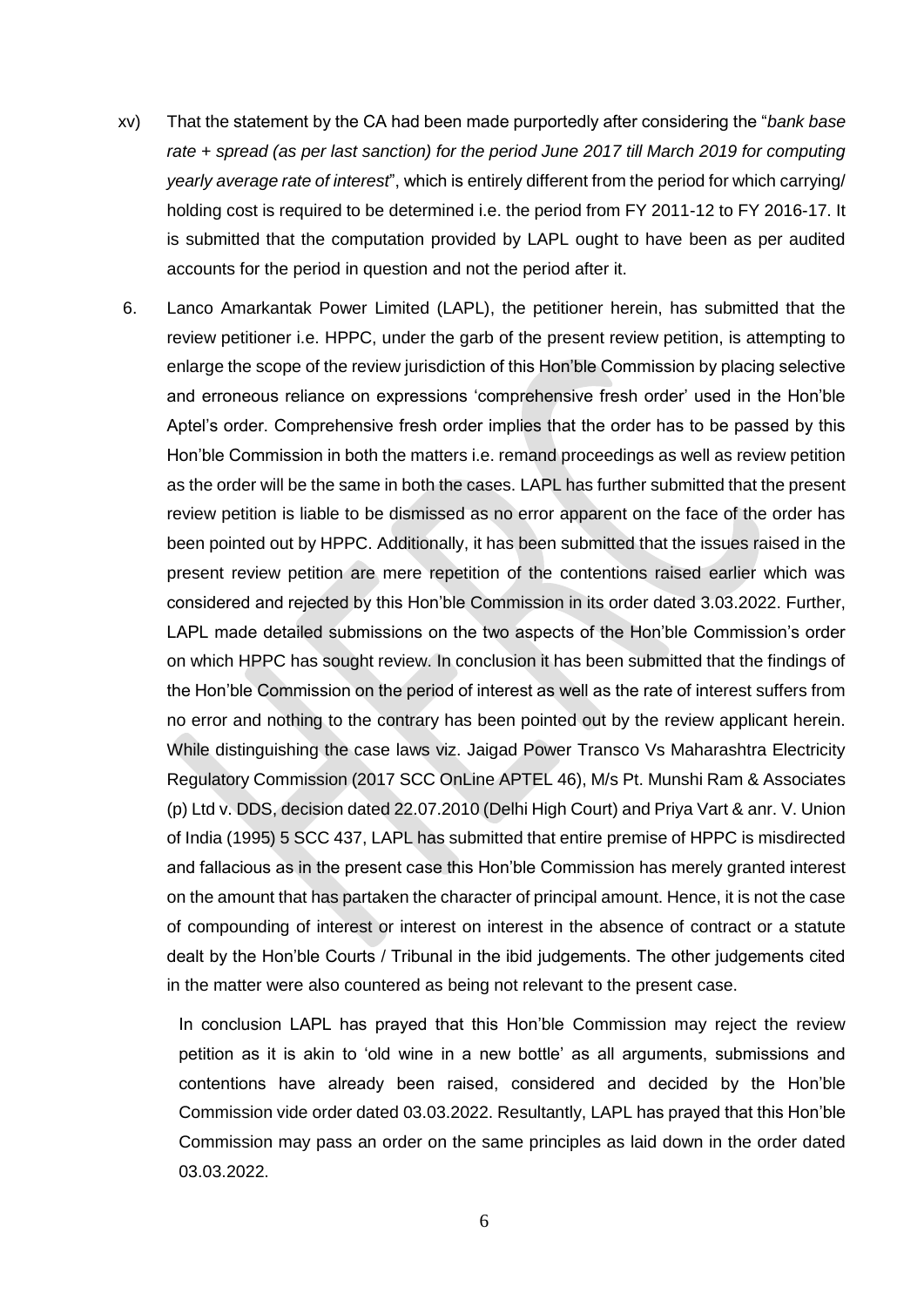xv) That the statement by the CA had been made purportedly after considering the "*bank base rate + spread (as per last sanction) for the period June 2017 till March 2019 for computing yearly average rate of interest*", which is entirely different from the period for which carrying/ holding cost is required to be determined i.e. the period from FY 2011-12 to FY 2016-17. It is submitted that the computation provided by LAPL ought to have been as per audited accounts for the period in question and not the period after it.

6. Lanco Amarkantak Power Limited (LAPL), the petitioner herein, has submitted that the review petitioner i.e. HPPC, under the garb of the present review petition, is attempting to enlarge the scope of the review jurisdiction of this Hon'ble Commission by placing selective and erroneous reliance on expressions 'comprehensive fresh order' used in the Hon'ble Aptel's order. Comprehensive fresh order implies that the order has to be passed by this Hon'ble Commission in both the matters i.e. remand proceedings as well as review petition as the order will be the same in both the cases. LAPL has further submitted that the present review petition is liable to be dismissed as no error apparent on the face of the order has been pointed out by HPPC. Additionally, it has been submitted that the issues raised in the present review petition are mere repetition of the contentions raised earlier which was considered and rejected by this Hon'ble Commission in its order dated 3.03.2022. Further, LAPL made detailed submissions on the two aspects of the Hon'ble Commission's order on which HPPC has sought review. In conclusion it has been submitted that the findings of the Hon'ble Commission on the period of interest as well as the rate of interest suffers from no error and nothing to the contrary has been pointed out by the review applicant herein. While distinguishing the case laws viz. Jaigad Power Transco Vs Maharashtra Electricity Regulatory Commission (2017 SCC OnLine APTEL 46), M/s Pt. Munshi Ram & Associates (p) Ltd v. DDS, decision dated 22.07.2010 (Delhi High Court) and Priya Vart & anr. V. Union of India (1995) 5 SCC 437, LAPL has submitted that entire premise of HPPC is misdirected and fallacious as in the present case this Hon'ble Commission has merely granted interest on the amount that has partaken the character of principal amount. Hence, it is not the case of compounding of interest or interest on interest in the absence of contract or a statute dealt by the Hon'ble Courts / Tribunal in the ibid judgements. The other judgements cited in the matter were also countered as being not relevant to the present case.

In conclusion LAPL has prayed that this Hon'ble Commission may reject the review petition as it is akin to 'old wine in a new bottle' as all arguments, submissions and contentions have already been raised, considered and decided by the Hon'ble Commission vide order dated 03.03.2022. Resultantly, LAPL has prayed that this Hon'ble Commission may pass an order on the same principles as laid down in the order dated 03.03.2022.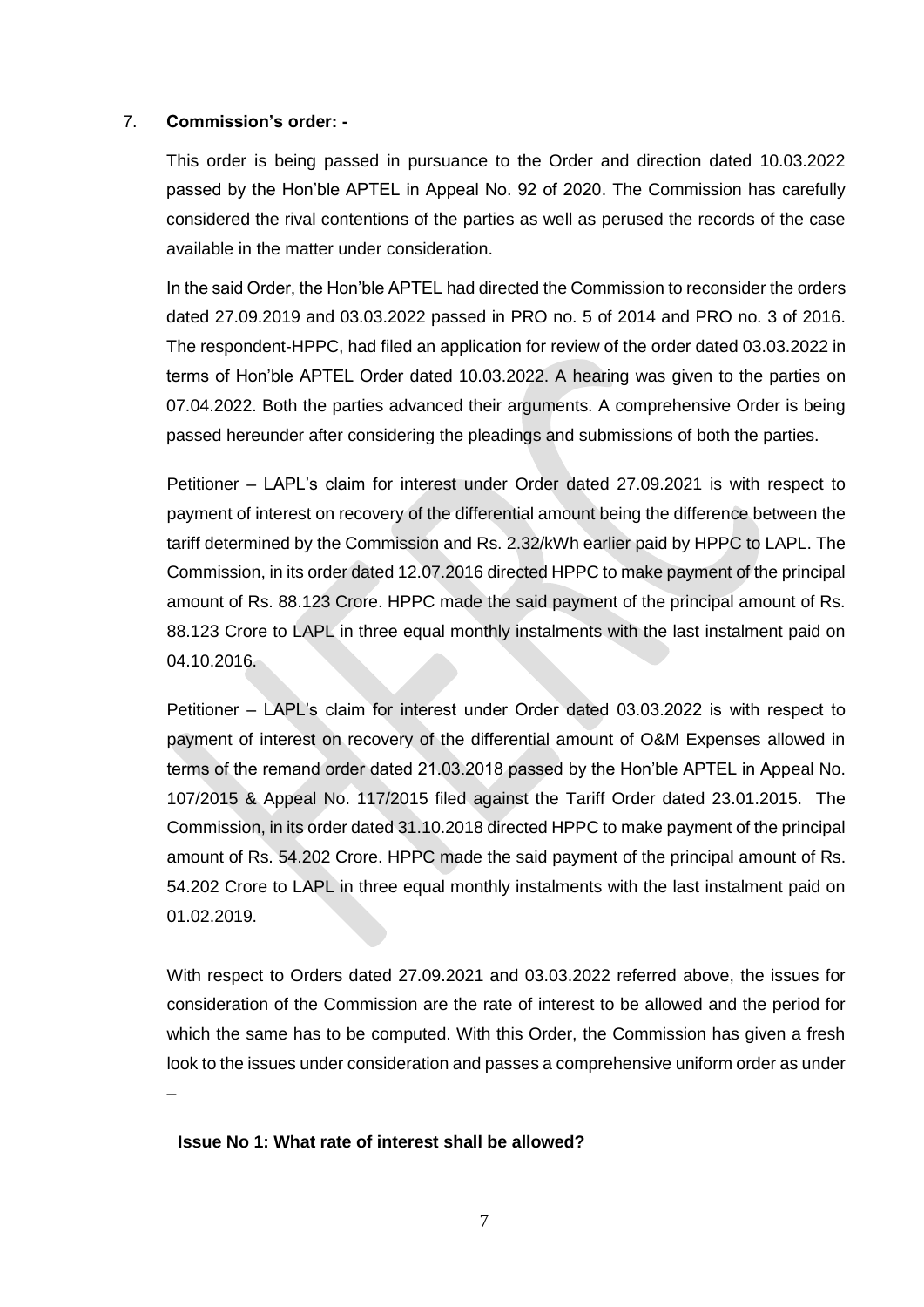7. **Commission's order: -**

This order is being passed in pursuance to the Order and direction dated 10.03.2022 passed by the Hon'ble APTEL in Appeal No. 92 of 2020. The Commission has carefully considered the rival contentions of the parties as well as perused the records of the case available in the matter under consideration.

In the said Order, the Hon'ble APTEL had directed the Commission to reconsider the orders dated 27.09.2019 and 03.03.2022 passed in PRO no. 5 of 2014 and PRO no. 3 of 2016. The respondent-HPPC, had filed an application for review of the order dated 03.03.2022 in terms of Hon'ble APTEL Order dated 10.03.2022. A hearing was given to the parties on 07.04.2022. Both the parties advanced their arguments. A comprehensive Order is being passed hereunder after considering the pleadings and submissions of both the parties.

Petitioner – LAPL's claim for interest under Order dated 27.09.2021 is with respect to payment of interest on recovery of the differential amount being the difference between the tariff determined by the Commission and Rs. 2.32/kWh earlier paid by HPPC to LAPL. The Commission, in its order dated 12.07.2016 directed HPPC to make payment of the principal amount of Rs. 88.123 Crore. HPPC made the said payment of the principal amount of Rs. 88.123 Crore to LAPL in three equal monthly instalments with the last instalment paid on 04.10.2016.

Petitioner – LAPL's claim for interest under Order dated 03.03.2022 is with respect to payment of interest on recovery of the differential amount of O&M Expenses allowed in terms of the remand order dated 21.03.2018 passed by the Hon'ble APTEL in Appeal No. 107/2015 & Appeal No. 117/2015 filed against the Tariff Order dated 23.01.2015. The Commission, in its order dated 31.10.2018 directed HPPC to make payment of the principal amount of Rs. 54.202 Crore. HPPC made the said payment of the principal amount of Rs. 54.202 Crore to LAPL in three equal monthly instalments with the last instalment paid on 01.02.2019.

With respect to Orders dated 27.09.2021 and 03.03.2022 referred above, the issues for consideration of the Commission are the rate of interest to be allowed and the period for which the same has to be computed. With this Order, the Commission has given a fresh look to the issues under consideration and passes a comprehensive uniform order as under –

**Issue No 1: What rate of interest shall be allowed?**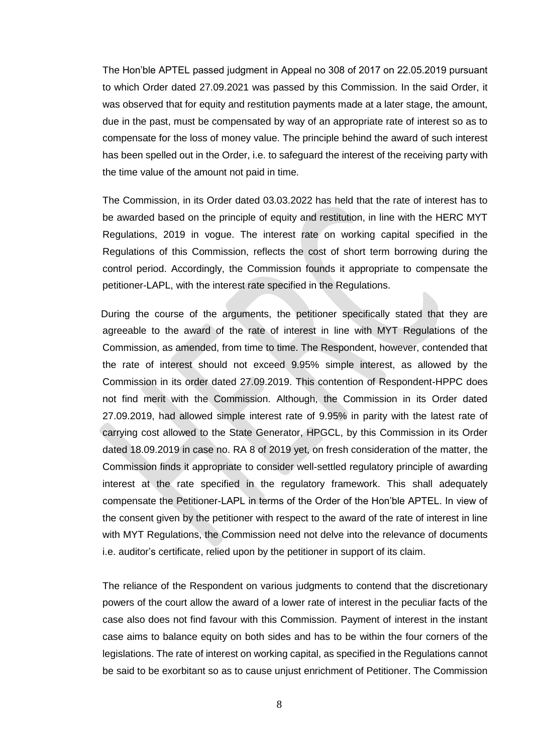The Hon'ble APTEL passed judgment in Appeal no 308 of 2017 on 22.05.2019 pursuant to which Order dated 27.09.2021 was passed by this Commission. In the said Order, it was observed that for equity and restitution payments made at a later stage, the amount, due in the past, must be compensated by way of an appropriate rate of interest so as to compensate for the loss of money value. The principle behind the award of such interest has been spelled out in the Order, i.e. to safeguard the interest of the receiving party with the time value of the amount not paid in time.

The Commission, in its Order dated 03.03.2022 has held that the rate of interest has to be awarded based on the principle of equity and restitution, in line with the HERC MYT Regulations, 2019 in vogue. The interest rate on working capital specified in the Regulations of this Commission, reflects the cost of short term borrowing during the control period. Accordingly, the Commission founds it appropriate to compensate the petitioner-LAPL, with the interest rate specified in the Regulations.

During the course of the arguments, the petitioner specifically stated that they are agreeable to the award of the rate of interest in line with MYT Regulations of the Commission, as amended, from time to time. The Respondent, however, contended that the rate of interest should not exceed 9.95% simple interest, as allowed by the Commission in its order dated 27.09.2019. This contention of Respondent-HPPC does not find merit with the Commission. Although, the Commission in its Order dated 27.09.2019, had allowed simple interest rate of 9.95% in parity with the latest rate of carrying cost allowed to the State Generator, HPGCL, by this Commission in its Order dated 18.09.2019 in case no. RA 8 of 2019 yet, on fresh consideration of the matter, the Commission finds it appropriate to consider well-settled regulatory principle of awarding interest at the rate specified in the regulatory framework. This shall adequately compensate the Petitioner-LAPL in terms of the Order of the Hon'ble APTEL. In view of the consent given by the petitioner with respect to the award of the rate of interest in line with MYT Regulations, the Commission need not delve into the relevance of documents i.e. auditor's certificate, relied upon by the petitioner in support of its claim.

The reliance of the Respondent on various judgments to contend that the discretionary powers of the court allow the award of a lower rate of interest in the peculiar facts of the case also does not find favour with this Commission. Payment of interest in the instant case aims to balance equity on both sides and has to be within the four corners of the legislations. The rate of interest on working capital, as specified in the Regulations cannot be said to be exorbitant so as to cause unjust enrichment of Petitioner. The Commission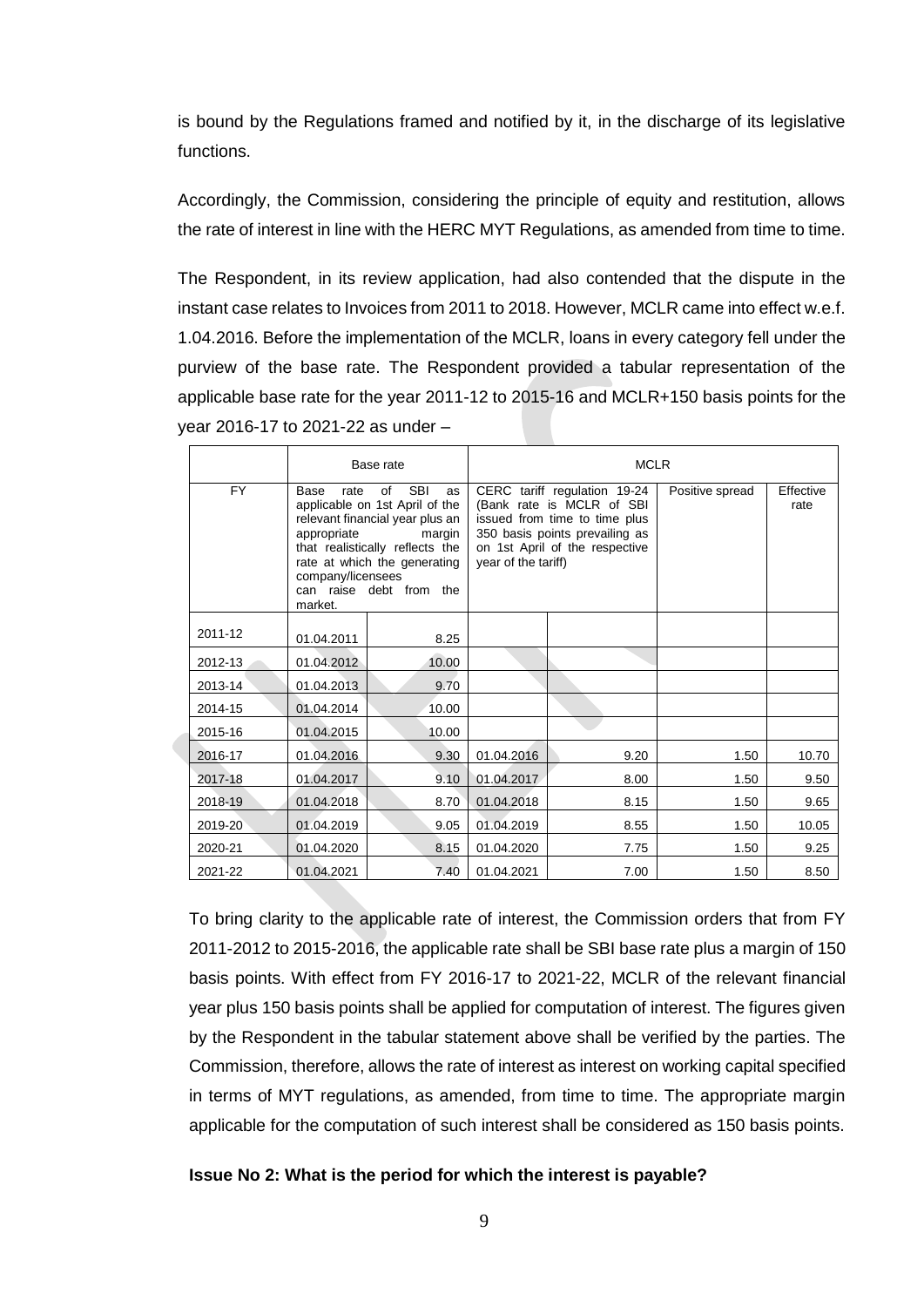is bound by the Regulations framed and notified by it, in the discharge of its legislative functions.

Accordingly, the Commission, considering the principle of equity and restitution, allows the rate of interest in line with the HERC MYT Regulations, as amended from time to time.

The Respondent, in its review application, had also contended that the dispute in the instant case relates to Invoices from 2011 to 2018. However, MCLR came into effect w.e.f. 1.04.2016. Before the implementation of the MCLR, loans in every category fell under the purview of the base rate. The Respondent provided a tabular representation of the applicable base rate for the year 2011-12 to 2015-16 and MCLR+150 basis points for the year 2016-17 to 2021-22 as under –

| | Base rate | | MCLR | | | |
|---|---|---|---|---|---|---|
| FY | Base rate of SBI as applicable on 1st April of the relevant financial year plus an appropriate margin that realistically reflects the rate at which the generating company/licensees can raise debt from the market. | | CERC tariff regulation 19-24 (Bank rate is MCLR of SBI issued from time to time plus 350 basis points prevailing as on 1st April of the respective year of the tariff) | | Positive spread | Effective rate |
| 2011-12 | 01.04.2011 | 8.25 | | | | |
| 2012-13 | 01.04.2012 | 10.00 | | | | |
| 2013-14 | 01.04.2013 | 9.70 | | | | |
| 2014-15 | 01.04.2014 | 10.00 | | | | |
| 2015-16 | 01.04.2015 | 10.00 | | | | |
| 2016-17 | 01.04.2016 | 9.30 | 01.04.2016 | 9.20 | 1.50 | 10.70 |
| 2017-18 | 01.04.2017 | 9.10 | 01.04.2017 | 8.00 | 1.50 | 9.50 |
| 2018-19 | 01.04.2018 | 8.70 | 01.04.2018 | 8.15 | 1.50 | 9.65 |
| 2019-20 | 01.04.2019 | 9.05 | 01.04.2019 | 8.55 | 1.50 | 10.05 |
| 2020-21 | 01.04.2020 | 8.15 | 01.04.2020 | 7.75 | 1.50 | 9.25 |
| 2021-22 | 01.04.2021 | 7.40 | 01.04.2021 | 7.00 | 1.50 | 8.50 |

To bring clarity to the applicable rate of interest, the Commission orders that from FY 2011-2012 to 2015-2016, the applicable rate shall be SBI base rate plus a margin of 150 basis points. With effect from FY 2016-17 to 2021-22, MCLR of the relevant financial year plus 150 basis points shall be applied for computation of interest. The figures given by the Respondent in the tabular statement above shall be verified by the parties. The Commission, therefore, allows the rate of interest as interest on working capital specified in terms of MYT regulations, as amended, from time to time. The appropriate margin applicable for the computation of such interest shall be considered as 150 basis points.

**Issue No 2: What is the period for which the interest is payable?**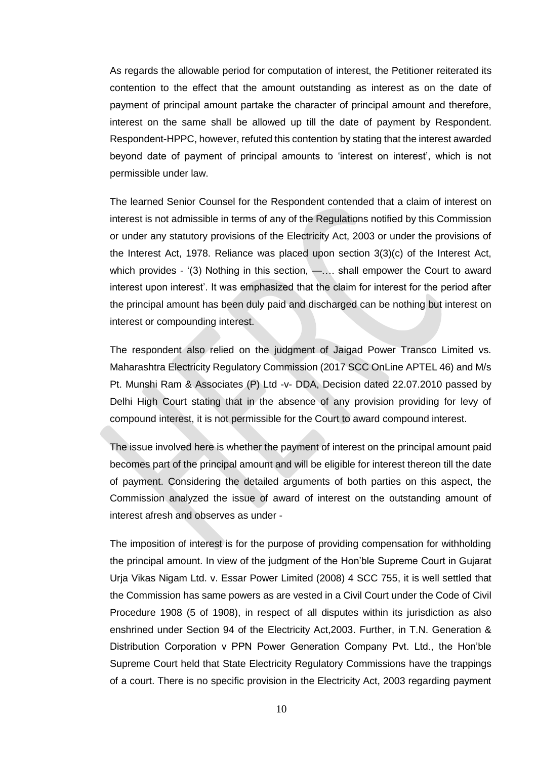As regards the allowable period for computation of interest, the Petitioner reiterated its contention to the effect that the amount outstanding as interest as on the date of payment of principal amount partake the character of principal amount and therefore, interest on the same shall be allowed up till the date of payment by Respondent. Respondent-HPPC, however, refuted this contention by stating that the interest awarded beyond date of payment of principal amounts to 'interest on interest', which is not permissible under law.

The learned Senior Counsel for the Respondent contended that a claim of interest on interest is not admissible in terms of any of the Regulations notified by this Commission or under any statutory provisions of the Electricity Act, 2003 or under the provisions of the Interest Act, 1978. Reliance was placed upon section 3(3)(c) of the Interest Act, which provides - '(3) Nothing in this section, —…. shall empower the Court to award interest upon interest'. It was emphasized that the claim for interest for the period after the principal amount has been duly paid and discharged can be nothing but interest on interest or compounding interest.

The respondent also relied on the judgment of Jaigad Power Transco Limited vs. Maharashtra Electricity Regulatory Commission (2017 SCC OnLine APTEL 46) and M/s Pt. Munshi Ram & Associates (P) Ltd -v- DDA, Decision dated 22.07.2010 passed by Delhi High Court stating that in the absence of any provision providing for levy of compound interest, it is not permissible for the Court to award compound interest.

The issue involved here is whether the payment of interest on the principal amount paid becomes part of the principal amount and will be eligible for interest thereon till the date of payment. Considering the detailed arguments of both parties on this aspect, the Commission analyzed the issue of award of interest on the outstanding amount of interest afresh and observes as under -

The imposition of interest is for the purpose of providing compensation for withholding the principal amount. In view of the judgment of the Hon'ble Supreme Court in Gujarat Urja Vikas Nigam Ltd. v. Essar Power Limited (2008) 4 SCC 755, it is well settled that the Commission has same powers as are vested in a Civil Court under the Code of Civil Procedure 1908 (5 of 1908), in respect of all disputes within its jurisdiction as also enshrined under Section 94 of the Electricity Act,2003. Further, in T.N. Generation & Distribution Corporation v PPN Power Generation Company Pvt. Ltd., the Hon'ble Supreme Court held that State Electricity Regulatory Commissions have the trappings of a court. There is no specific provision in the Electricity Act, 2003 regarding payment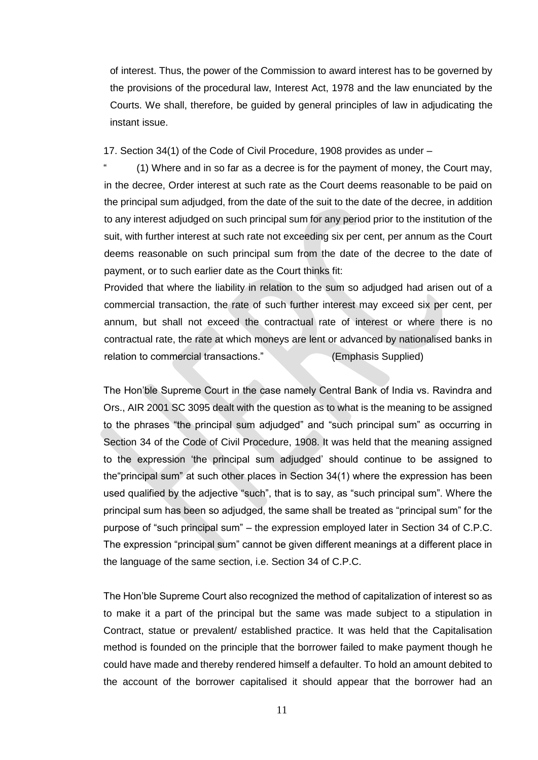of interest. Thus, the power of the Commission to award interest has to be governed by the provisions of the procedural law, Interest Act, 1978 and the law enunciated by the Courts. We shall, therefore, be guided by general principles of law in adjudicating the instant issue.

17. Section 34(1) of the Code of Civil Procedure, 1908 provides as under –

" (1) Where and in so far as a decree is for the payment of money, the Court may, in the decree, Order interest at such rate as the Court deems reasonable to be paid on the principal sum adjudged, from the date of the suit to the date of the decree, in addition to any interest adjudged on such principal sum for any period prior to the institution of the suit, with further interest at such rate not exceeding six per cent, per annum as the Court deems reasonable on such principal sum from the date of the decree to the date of payment, or to such earlier date as the Court thinks fit:

Provided that where the liability in relation to the sum so adjudged had arisen out of a commercial transaction, the rate of such further interest may exceed six per cent, per annum, but shall not exceed the contractual rate of interest or where there is no contractual rate, the rate at which moneys are lent or advanced by nationalised banks in relation to commercial transactions." (Emphasis Supplied)

The Hon'ble Supreme Court in the case namely Central Bank of India vs. Ravindra and Ors., AIR 2001 SC 3095 dealt with the question as to what is the meaning to be assigned to the phrases "the principal sum adjudged" and "such principal sum" as occurring in Section 34 of the Code of Civil Procedure, 1908. It was held that the meaning assigned to the expression 'the principal sum adjudged' should continue to be assigned to the"principal sum" at such other places in Section 34(1) where the expression has been used qualified by the adjective "such", that is to say, as "such principal sum". Where the principal sum has been so adjudged, the same shall be treated as "principal sum" for the purpose of "such principal sum" – the expression employed later in Section 34 of C.P.C. The expression "principal sum" cannot be given different meanings at a different place in the language of the same section, i.e. Section 34 of C.P.C.

The Hon'ble Supreme Court also recognized the method of capitalization of interest so as to make it a part of the principal but the same was made subject to a stipulation in Contract, statue or prevalent/ established practice. It was held that the Capitalisation method is founded on the principle that the borrower failed to make payment though he could have made and thereby rendered himself a defaulter. To hold an amount debited to the account of the borrower capitalised it should appear that the borrower had an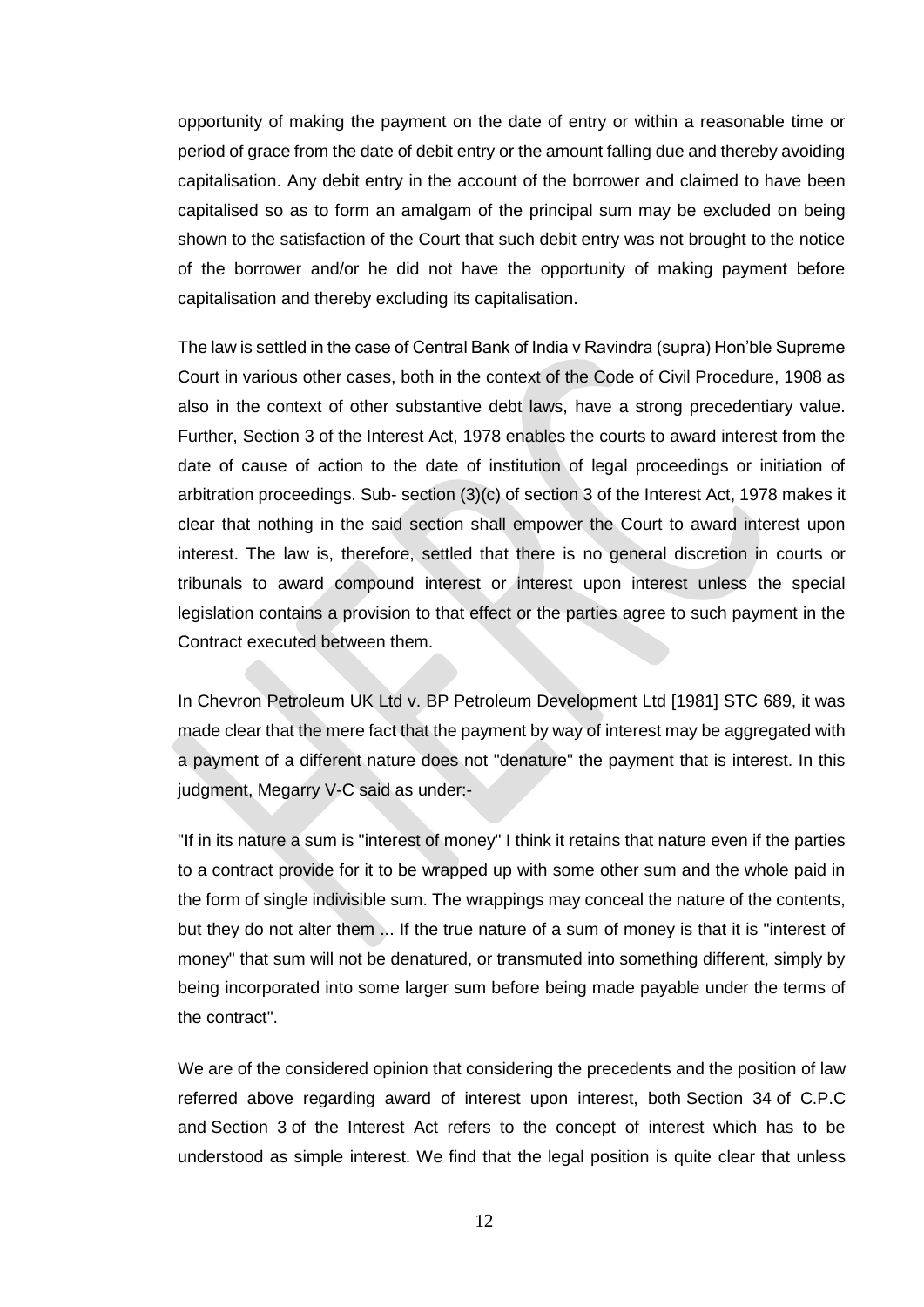opportunity of making the payment on the date of entry or within a reasonable time or period of grace from the date of debit entry or the amount falling due and thereby avoiding capitalisation. Any debit entry in the account of the borrower and claimed to have been capitalised so as to form an amalgam of the principal sum may be excluded on being shown to the satisfaction of the Court that such debit entry was not brought to the notice of the borrower and/or he did not have the opportunity of making payment before capitalisation and thereby excluding its capitalisation.

The law is settled in the case of Central Bank of India v Ravindra (supra) Hon'ble Supreme Court in various other cases, both in the context of the Code of Civil Procedure, 1908 as also in the context of other substantive debt laws, have a strong precedentiary value. Further, Section 3 of the Interest Act, 1978 enables the courts to award interest from the date of cause of action to the date of institution of legal proceedings or initiation of arbitration proceedings. Sub- section (3)(c) of section 3 of the Interest Act, 1978 makes it clear that nothing in the said section shall empower the Court to award interest upon interest. The law is, therefore, settled that there is no general discretion in courts or tribunals to award compound interest or interest upon interest unless the special legislation contains a provision to that effect or the parties agree to such payment in the Contract executed between them.

In Chevron Petroleum UK Ltd v. BP Petroleum Development Ltd [1981] STC 689, it was made clear that the mere fact that the payment by way of interest may be aggregated with a payment of a different nature does not "denature" the payment that is interest. In this judgment, Megarry V-C said as under:-

"If in its nature a sum is "interest of money" I think it retains that nature even if the parties to a contract provide for it to be wrapped up with some other sum and the whole paid in the form of single indivisible sum. The wrappings may conceal the nature of the contents, but they do not alter them ... If the true nature of a sum of money is that it is "interest of money" that sum will not be denatured, or transmuted into something different, simply by being incorporated into some larger sum before being made payable under the terms of the contract".

We are of the considered opinion that considering the precedents and the position of law referred above regarding award of interest upon interest, both Section 34 of C.P.C and Section 3 of the Interest Act refers to the concept of interest which has to be understood as simple interest. We find that the legal position is quite clear that unless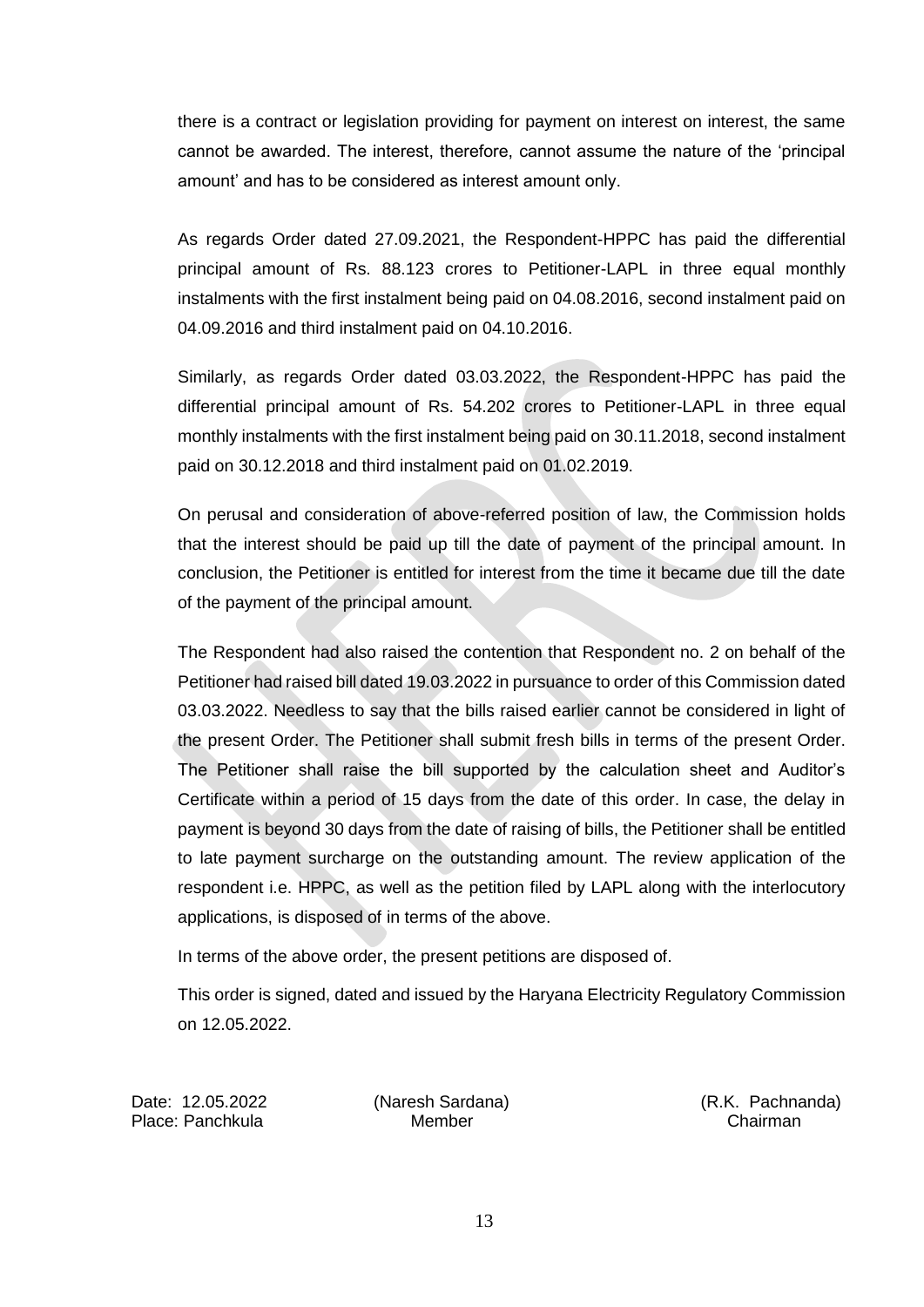there is a contract or legislation providing for payment on interest on interest, the same cannot be awarded. The interest, therefore, cannot assume the nature of the 'principal amount' and has to be considered as interest amount only.

As regards Order dated 27.09.2021, the Respondent-HPPC has paid the differential principal amount of Rs. 88.123 crores to Petitioner-LAPL in three equal monthly instalments with the first instalment being paid on 04.08.2016, second instalment paid on 04.09.2016 and third instalment paid on 04.10.2016.

Similarly, as regards Order dated 03.03.2022, the Respondent-HPPC has paid the differential principal amount of Rs. 54.202 crores to Petitioner-LAPL in three equal monthly instalments with the first instalment being paid on 30.11.2018, second instalment paid on 30.12.2018 and third instalment paid on 01.02.2019.

On perusal and consideration of above-referred position of law, the Commission holds that the interest should be paid up till the date of payment of the principal amount. In conclusion, the Petitioner is entitled for interest from the time it became due till the date of the payment of the principal amount.

The Respondent had also raised the contention that Respondent no. 2 on behalf of the Petitioner had raised bill dated 19.03.2022 in pursuance to order of this Commission dated 03.03.2022. Needless to say that the bills raised earlier cannot be considered in light of the present Order. The Petitioner shall submit fresh bills in terms of the present Order. The Petitioner shall raise the bill supported by the calculation sheet and Auditor's Certificate within a period of 15 days from the date of this order. In case, the delay in payment is beyond 30 days from the date of raising of bills, the Petitioner shall be entitled to late payment surcharge on the outstanding amount. The review application of the respondent i.e. HPPC, as well as the petition filed by LAPL along with the interlocutory applications, is disposed of in terms of the above.

In terms of the above order, the present petitions are disposed of.

This order is signed, dated and issued by the Haryana Electricity Regulatory Commission on 12.05.2022.

Date: 12.05.2022
Place: Panchkula

(Naresh Sardana)
Member

(R.K. Pachnanda)
Chairman